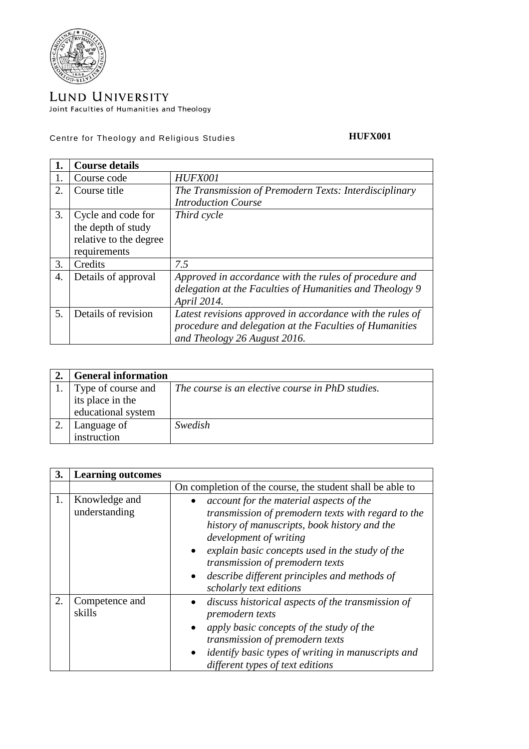LUND UNIVERSITY
Joint Faculties of Humanities and Theology

Centre for Theology and Religious Studies **HUFX001**

| **1.** | **Course details** | |
|---|---|---|
| 1. | Course code | *HUFX001* |
| 2. | Course title | *The Transmission of Premodern Texts: Interdisciplinary Introduction Course* |
| 3. | Cycle and code for the depth of study relative to the degree requirements | *Third cycle* |
| 3. | Credits | *7.5* |
| 4. | Details of approval | *Approved in accordance with the rules of procedure and delegation at the Faculties of Humanities and Theology 9 April 2014.* |
| 5. | Details of revision | *Latest revisions approved in accordance with the rules of procedure and delegation at the Faculties of Humanities and Theology 26 August 2016.* |

| **2.** | **General information** | |
|---|---|---|
| 1. | Type of course and its place in the educational system | *The course is an elective course in PhD studies.* |
| 2. | Language of instruction | *Swedish* |

| **3.** | **Learning outcomes** | |
|---|---|---|
| | | On completion of the course, the student shall be able to |
| 1. | Knowledge and understanding | • *account for the material aspects of the transmission of premodern texts with regard to the history of manuscripts, book history and the development of writing*<br>• *explain basic concepts used in the study of the transmission of premodern texts*<br>• *describe different principles and methods of scholarly text editions* |
| 2. | Competence and skills | • *discuss historical aspects of the transmission of premodern texts*<br>• *apply basic concepts of the study of the transmission of premodern texts*<br>• *identify basic types of writing in manuscripts and different types of text editions* |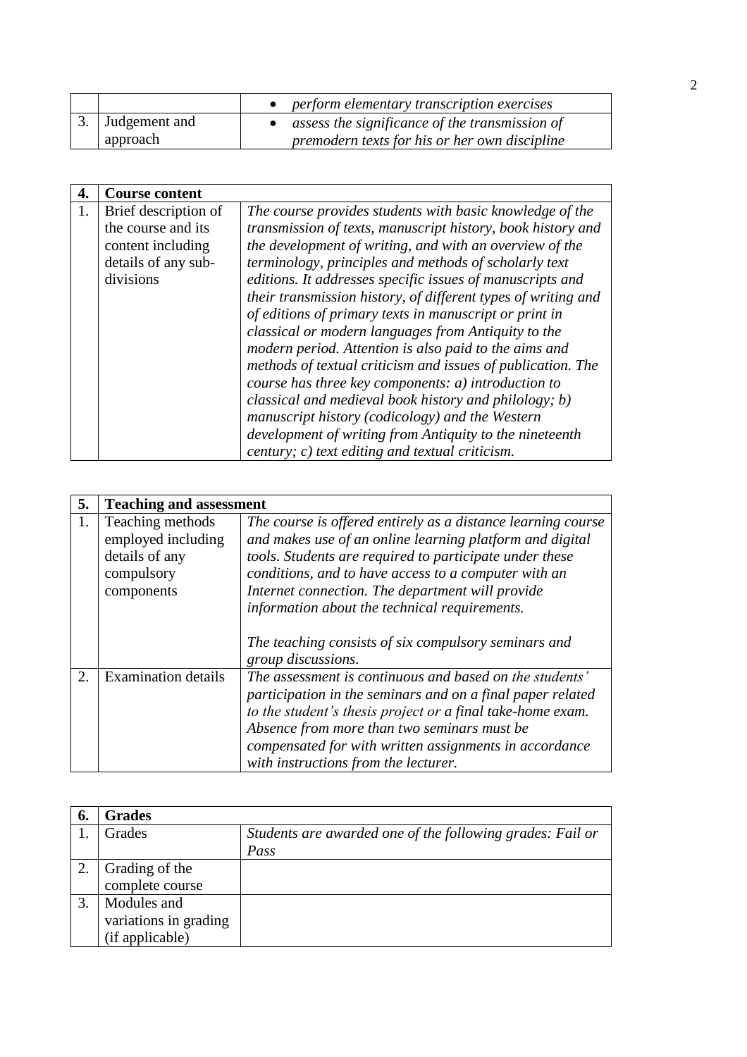| | | |
|---|---|---|
| | | • *perform elementary transcription exercises* |
| 3. | Judgement and approach | • *assess the significance of the transmission of premodern texts for his or her own discipline* |

| **4.** | **Course content** | |
|---|---|---|
| 1. | Brief description of the course and its content including details of any sub-divisions | *The course provides students with basic knowledge of the transmission of texts, manuscript history, book history and the development of writing, and with an overview of the terminology, principles and methods of scholarly text editions. It addresses specific issues of manuscripts and their transmission history, of different types of writing and of editions of primary texts in manuscript or print in classical or modern languages from Antiquity to the modern period. Attention is also paid to the aims and methods of textual criticism and issues of publication. The course has three key components: a) introduction to classical and medieval book history and philology; b) manuscript history (codicology) and the Western development of writing from Antiquity to the nineteenth century; c) text editing and textual criticism.* |

| **5.** | **Teaching and assessment** | |
|---|---|---|
| 1. | Teaching methods employed including details of any compulsory components | *The course is offered entirely as a distance learning course and makes use of an online learning platform and digital tools. Students are required to participate under these conditions, and to have access to a computer with an Internet connection. The department will provide information about the technical requirements.*<br><br>*The teaching consists of six compulsory seminars and group discussions.* |
| 2. | Examination details | *The assessment is continuous and based on the students' participation in the seminars and on a final paper related to the student's thesis project or a final take-home exam. Absence from more than two seminars must be compensated for with written assignments in accordance with instructions from the lecturer.* |

| **6.** | **Grades** | |
|---|---|---|
| 1. | Grades | *Students are awarded one of the following grades: Fail or Pass* |
| 2. | Grading of the complete course | |
| 3. | Modules and variations in grading (if applicable) | |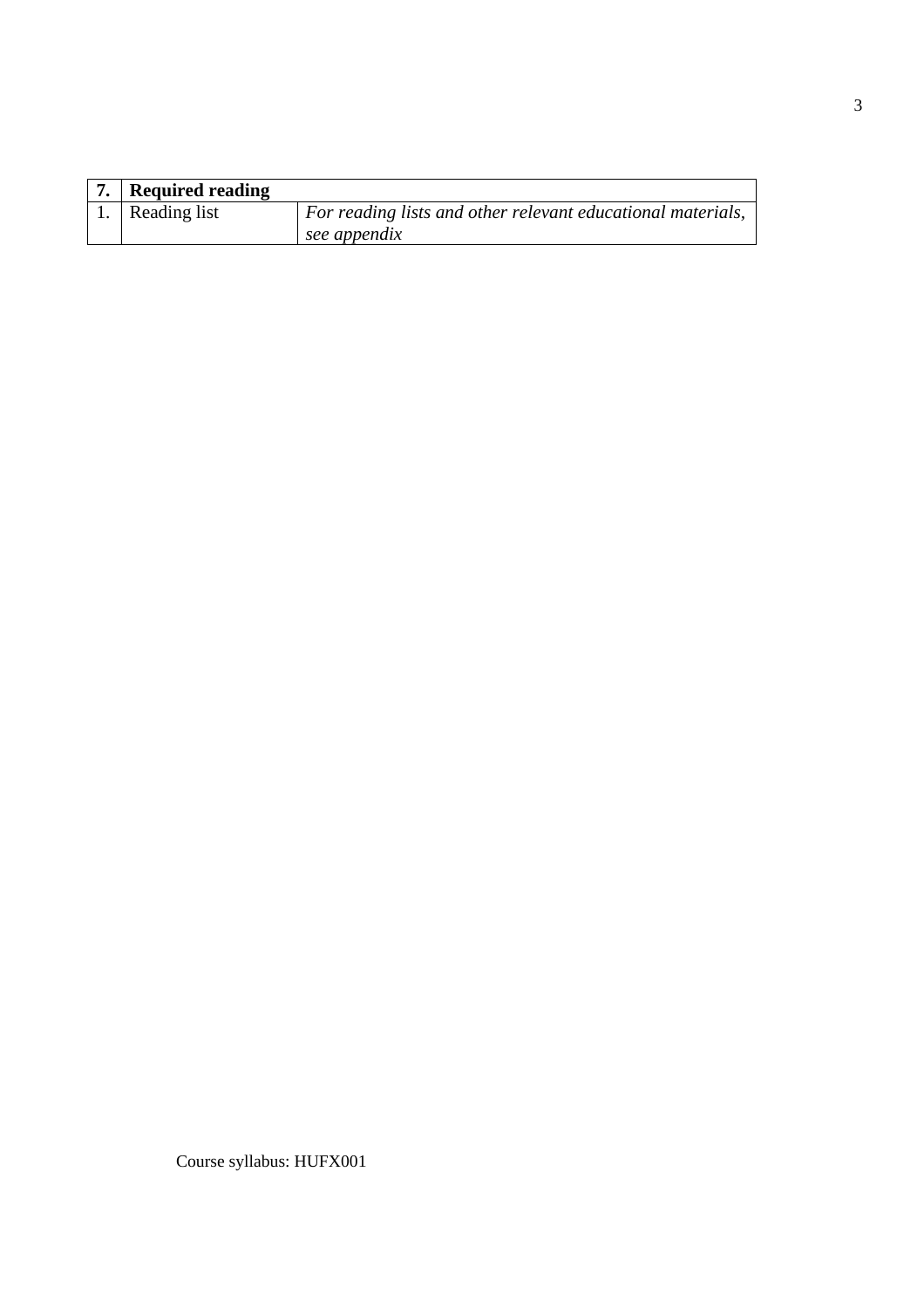| 7. | **Required reading** | |
|---|---|---|
| 1. | Reading list | *For reading lists and other relevant educational materials, see appendix* |